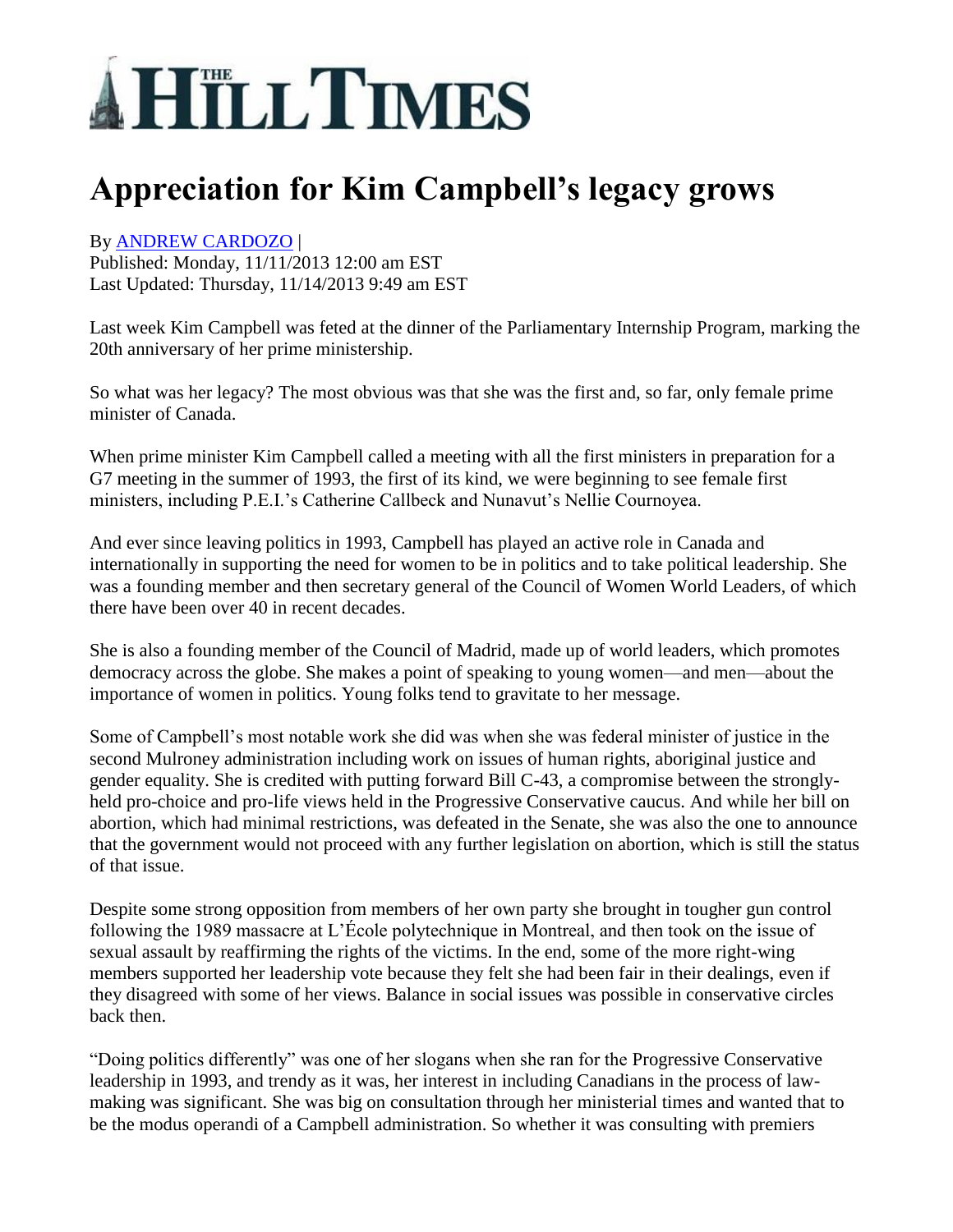# THE HILL TIMES

# Appreciation for Kim Campbell's legacy grows

By ANDREW CARDOZO |
Published: Monday, 11/11/2013 12:00 am EST
Last Updated: Thursday, 11/14/2013 9:49 am EST

Last week Kim Campbell was feted at the dinner of the Parliamentary Internship Program, marking the 20th anniversary of her prime ministership.

So what was her legacy? The most obvious was that she was the first and, so far, only female prime minister of Canada.

When prime minister Kim Campbell called a meeting with all the first ministers in preparation for a G7 meeting in the summer of 1993, the first of its kind, we were beginning to see female first ministers, including P.E.I.'s Catherine Callbeck and Nunavut's Nellie Cournoyea.

And ever since leaving politics in 1993, Campbell has played an active role in Canada and internationally in supporting the need for women to be in politics and to take political leadership. She was a founding member and then secretary general of the Council of Women World Leaders, of which there have been over 40 in recent decades.

She is also a founding member of the Council of Madrid, made up of world leaders, which promotes democracy across the globe. She makes a point of speaking to young women—and men—about the importance of women in politics. Young folks tend to gravitate to her message.

Some of Campbell's most notable work she did was when she was federal minister of justice in the second Mulroney administration including work on issues of human rights, aboriginal justice and gender equality. She is credited with putting forward Bill C-43, a compromise between the strongly-held pro-choice and pro-life views held in the Progressive Conservative caucus. And while her bill on abortion, which had minimal restrictions, was defeated in the Senate, she was also the one to announce that the government would not proceed with any further legislation on abortion, which is still the status of that issue.

Despite some strong opposition from members of her own party she brought in tougher gun control following the 1989 massacre at L'École polytechnique in Montreal, and then took on the issue of sexual assault by reaffirming the rights of the victims. In the end, some of the more right-wing members supported her leadership vote because they felt she had been fair in their dealings, even if they disagreed with some of her views. Balance in social issues was possible in conservative circles back then.

"Doing politics differently" was one of her slogans when she ran for the Progressive Conservative leadership in 1993, and trendy as it was, her interest in including Canadians in the process of law-making was significant. She was big on consultation through her ministerial times and wanted that to be the modus operandi of a Campbell administration. So whether it was consulting with premiers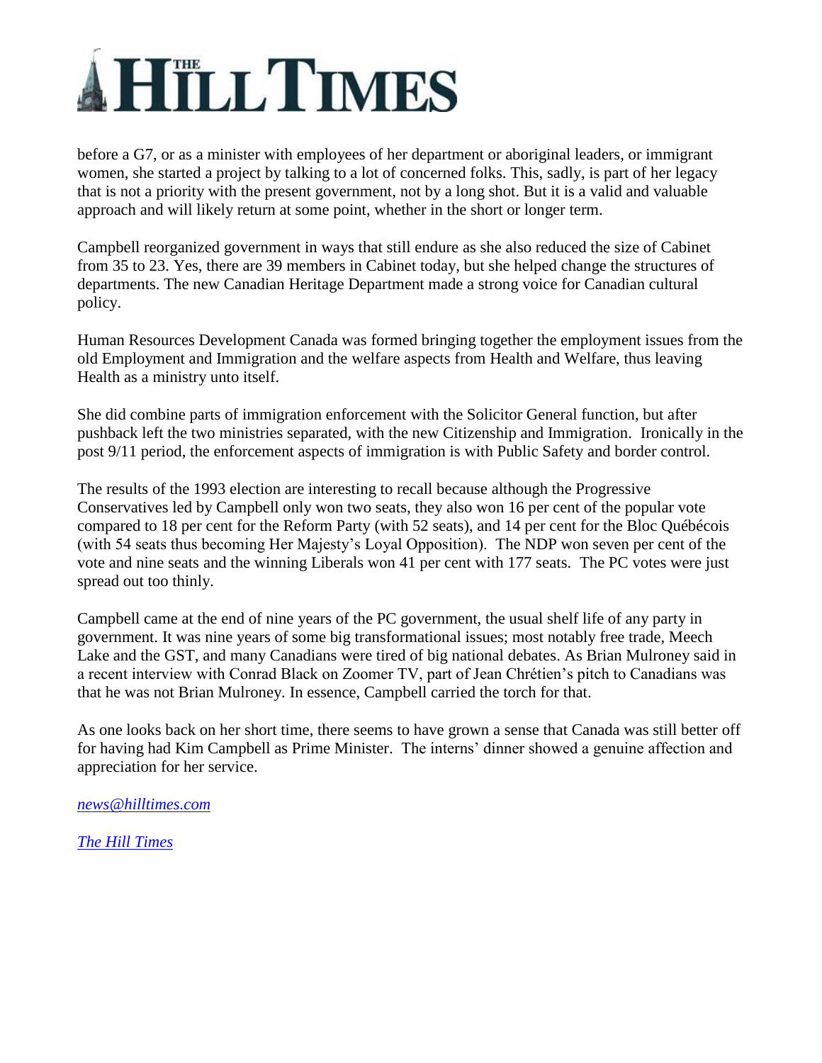before a G7, or as a minister with employees of her department or aboriginal leaders, or immigrant women, she started a project by talking to a lot of concerned folks. This, sadly, is part of her legacy that is not a priority with the present government, not by a long shot. But it is a valid and valuable approach and will likely return at some point, whether in the short or longer term.

Campbell reorganized government in ways that still endure as she also reduced the size of Cabinet from 35 to 23. Yes, there are 39 members in Cabinet today, but she helped change the structures of departments. The new Canadian Heritage Department made a strong voice for Canadian cultural policy.

Human Resources Development Canada was formed bringing together the employment issues from the old Employment and Immigration and the welfare aspects from Health and Welfare, thus leaving Health as a ministry unto itself.

She did combine parts of immigration enforcement with the Solicitor General function, but after pushback left the two ministries separated, with the new Citizenship and Immigration. Ironically in the post 9/11 period, the enforcement aspects of immigration is with Public Safety and border control.

The results of the 1993 election are interesting to recall because although the Progressive Conservatives led by Campbell only won two seats, they also won 16 per cent of the popular vote compared to 18 per cent for the Reform Party (with 52 seats), and 14 per cent for the Bloc Québécois (with 54 seats thus becoming Her Majesty's Loyal Opposition). The NDP won seven per cent of the vote and nine seats and the winning Liberals won 41 per cent with 177 seats. The PC votes were just spread out too thinly.

Campbell came at the end of nine years of the PC government, the usual shelf life of any party in government. It was nine years of some big transformational issues; most notably free trade, Meech Lake and the GST, and many Canadians were tired of big national debates. As Brian Mulroney said in a recent interview with Conrad Black on Zoomer TV, part of Jean Chrétien's pitch to Canadians was that he was not Brian Mulroney. In essence, Campbell carried the torch for that.

As one looks back on her short time, there seems to have grown a sense that Canada was still better off for having had Kim Campbell as Prime Minister. The interns' dinner showed a genuine affection and appreciation for her service.

*news@hilltimes.com*

*The Hill Times*